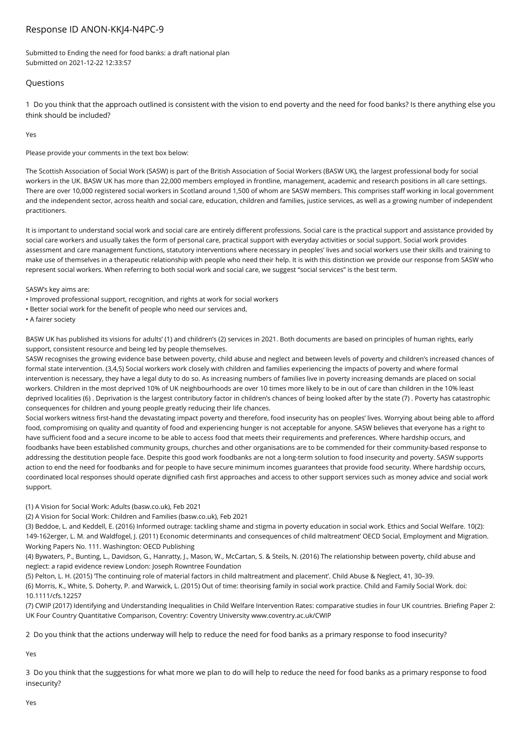# Response ID ANON-KKJ4-N4PC-9

Submitted to Ending the need for food banks: a draft national plan
Submitted on 2021-12-22 12:33:57

## Questions

1 Do you think that the approach outlined is consistent with the vision to end poverty and the need for food banks? Is there anything else you think should be included?

Yes

Please provide your comments in the text box below:

The Scottish Association of Social Work (SASW) is part of the British Association of Social Workers (BASW UK), the largest professional body for social workers in the UK. BASW UK has more than 22,000 members employed in frontline, management, academic and research positions in all care settings. There are over 10,000 registered social workers in Scotland around 1,500 of whom are SASW members. This comprises staff working in local government and the independent sector, across health and social care, education, children and families, justice services, as well as a growing number of independent practitioners.

It is important to understand social work and social care are entirely different professions. Social care is the practical support and assistance provided by social care workers and usually takes the form of personal care, practical support with everyday activities or social support. Social work provides assessment and care management functions, statutory interventions where necessary in peoples' lives and social workers use their skills and training to make use of themselves in a therapeutic relationship with people who need their help. It is with this distinction we provide our response from SASW who represent social workers. When referring to both social work and social care, we suggest "social services" is the best term.

SASW's key aims are:

- Improved professional support, recognition, and rights at work for social workers
- Better social work for the benefit of people who need our services and,
- A fairer society

BASW UK has published its visions for adults' (1) and children's (2) services in 2021. Both documents are based on principles of human rights, early support, consistent resource and being led by people themselves.

SASW recognises the growing evidence base between poverty, child abuse and neglect and between levels of poverty and children's increased chances of formal state intervention. (3,4,5) Social workers work closely with children and families experiencing the impacts of poverty and where formal intervention is necessary, they have a legal duty to do so. As increasing numbers of families live in poverty increasing demands are placed on social workers. Children in the most deprived 10% of UK neighbourhoods are over 10 times more likely to be in out of care than children in the 10% least deprived localities (6) . Deprivation is the largest contributory factor in children's chances of being looked after by the state (7) . Poverty has catastrophic consequences for children and young people greatly reducing their life chances.

Social workers witness first-hand the devastating impact poverty and therefore, food insecurity has on peoples' lives. Worrying about being able to afford food, compromising on quality and quantity of food and experiencing hunger is not acceptable for anyone. SASW believes that everyone has a right to have sufficient food and a secure income to be able to access food that meets their requirements and preferences. Where hardship occurs, and foodbanks have been established community groups, churches and other organisations are to be commended for their community-based response to addressing the destitution people face. Despite this good work foodbanks are not a long-term solution to food insecurity and poverty. SASW supports action to end the need for foodbanks and for people to have secure minimum incomes guarantees that provide food security. Where hardship occurs, coordinated local responses should operate dignified cash first approaches and access to other support services such as money advice and social work support.

(1) A Vision for Social Work: Adults (basw.co.uk), Feb 2021

(2) A Vision for Social Work: Children and Families (basw.co.uk), Feb 2021

(3) Beddoe, L. and Keddell, E. (2016) Informed outrage: tackling shame and stigma in poverty education in social work. Ethics and Social Welfare. 10(2): 149-162erger, L. M. and Waldfogel, J. (2011) Economic determinants and consequences of child maltreatment' OECD Social, Employment and Migration. Working Papers No. 111. Washington: OECD Publishing

(4) Bywaters, P., Bunting, L., Davidson, G., Hanratty, J., Mason, W., McCartan, S. & Steils, N. (2016) The relationship between poverty, child abuse and neglect: a rapid evidence review London: Joseph Rowntree Foundation

(5) Pelton, L. H. (2015) 'The continuing role of material factors in child maltreatment and placement'. Child Abuse & Neglect, 41, 30–39.

(6) Morris, K., White, S. Doherty, P. and Warwick, L. (2015) Out of time: theorising family in social work practice. Child and Family Social Work. doi: 10.1111/cfs.12257

(7) CWIP (2017) Identifying and Understanding Inequalities in Child Welfare Intervention Rates: comparative studies in four UK countries. Briefing Paper 2: UK Four Country Quantitative Comparison, Coventry: Coventry University www.coventry.ac.uk/CWIP

2 Do you think that the actions underway will help to reduce the need for food banks as a primary response to food insecurity?

Yes

3 Do you think that the suggestions for what more we plan to do will help to reduce the need for food banks as a primary response to food insecurity?

Yes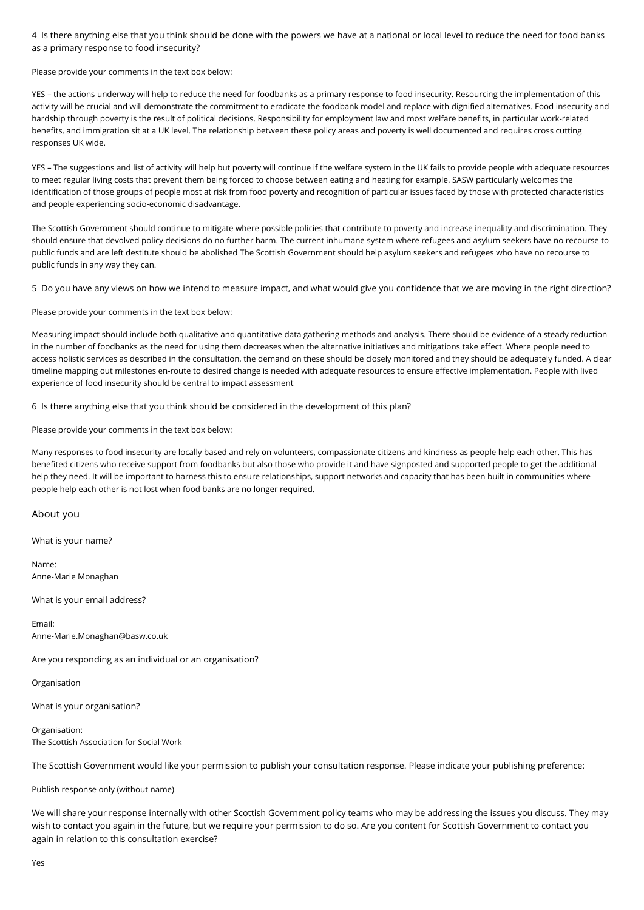4 Is there anything else that you think should be done with the powers we have at a national or local level to reduce the need for food banks as a primary response to food insecurity?

Please provide your comments in the text box below:

YES – the actions underway will help to reduce the need for foodbanks as a primary response to food insecurity. Resourcing the implementation of this activity will be crucial and will demonstrate the commitment to eradicate the foodbank model and replace with dignified alternatives. Food insecurity and hardship through poverty is the result of political decisions. Responsibility for employment law and most welfare benefits, in particular work-related benefits, and immigration sit at a UK level. The relationship between these policy areas and poverty is well documented and requires cross cutting responses UK wide.

YES – The suggestions and list of activity will help but poverty will continue if the welfare system in the UK fails to provide people with adequate resources to meet regular living costs that prevent them being forced to choose between eating and heating for example. SASW particularly welcomes the identification of those groups of people most at risk from food poverty and recognition of particular issues faced by those with protected characteristics and people experiencing socio-economic disadvantage.

The Scottish Government should continue to mitigate where possible policies that contribute to poverty and increase inequality and discrimination. They should ensure that devolved policy decisions do no further harm. The current inhumane system where refugees and asylum seekers have no recourse to public funds and are left destitute should be abolished The Scottish Government should help asylum seekers and refugees who have no recourse to public funds in any way they can.

5 Do you have any views on how we intend to measure impact, and what would give you confidence that we are moving in the right direction?

Please provide your comments in the text box below:

Measuring impact should include both qualitative and quantitative data gathering methods and analysis. There should be evidence of a steady reduction in the number of foodbanks as the need for using them decreases when the alternative initiatives and mitigations take effect. Where people need to access holistic services as described in the consultation, the demand on these should be closely monitored and they should be adequately funded. A clear timeline mapping out milestones en-route to desired change is needed with adequate resources to ensure effective implementation. People with lived experience of food insecurity should be central to impact assessment

6 Is there anything else that you think should be considered in the development of this plan?

Please provide your comments in the text box below:

Many responses to food insecurity are locally based and rely on volunteers, compassionate citizens and kindness as people help each other. This has benefited citizens who receive support from foodbanks but also those who provide it and have signposted and supported people to get the additional help they need. It will be important to harness this to ensure relationships, support networks and capacity that has been built in communities where people help each other is not lost when food banks are no longer required.

## About you

What is your name?

Name:
Anne-Marie Monaghan

What is your email address?

Email:
Anne-Marie.Monaghan@basw.co.uk

Are you responding as an individual or an organisation?

Organisation

What is your organisation?

Organisation:
The Scottish Association for Social Work

The Scottish Government would like your permission to publish your consultation response. Please indicate your publishing preference:

Publish response only (without name)

We will share your response internally with other Scottish Government policy teams who may be addressing the issues you discuss. They may wish to contact you again in the future, but we require your permission to do so. Are you content for Scottish Government to contact you again in relation to this consultation exercise?

Yes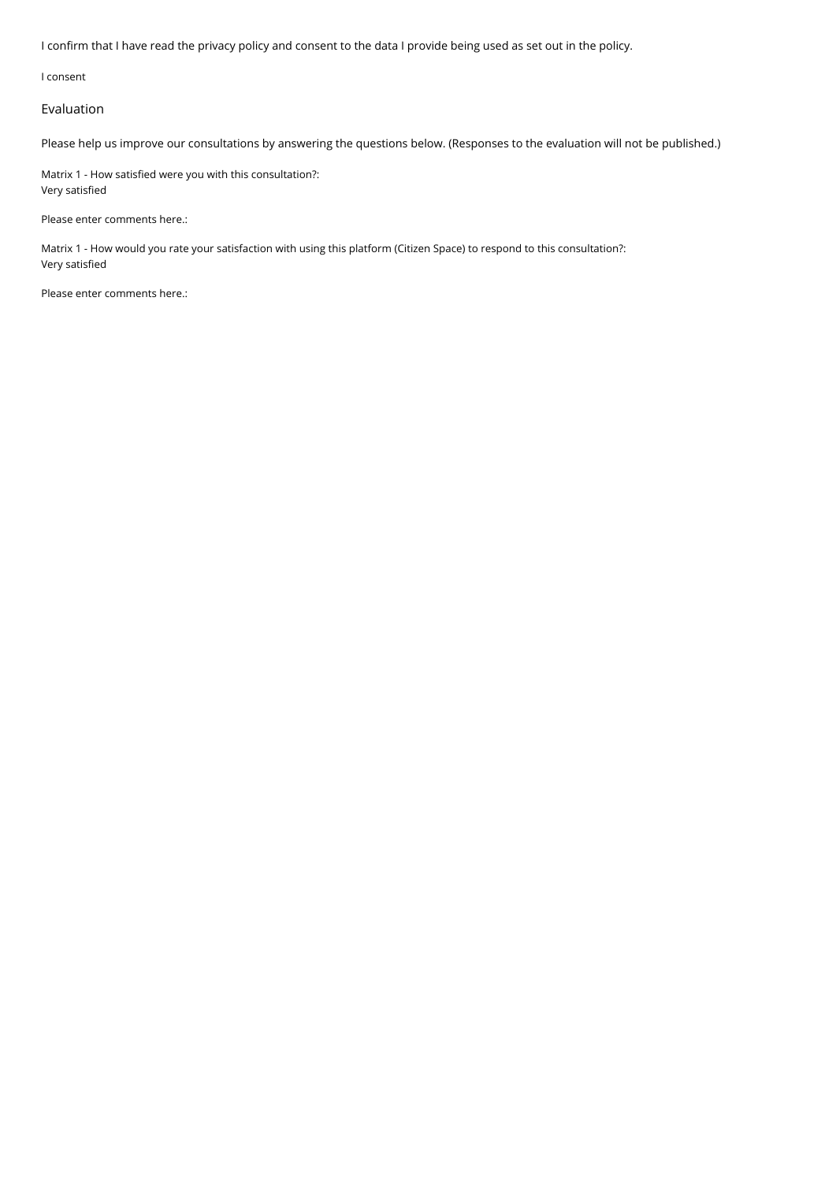I confirm that I have read the privacy policy and consent to the data I provide being used as set out in the policy.

I consent

## Evaluation

Please help us improve our consultations by answering the questions below. (Responses to the evaluation will not be published.)

Matrix 1 - How satisfied were you with this consultation?:
Very satisfied

Please enter comments here.:

Matrix 1 - How would you rate your satisfaction with using this platform (Citizen Space) to respond to this consultation?:
Very satisfied

Please enter comments here.: